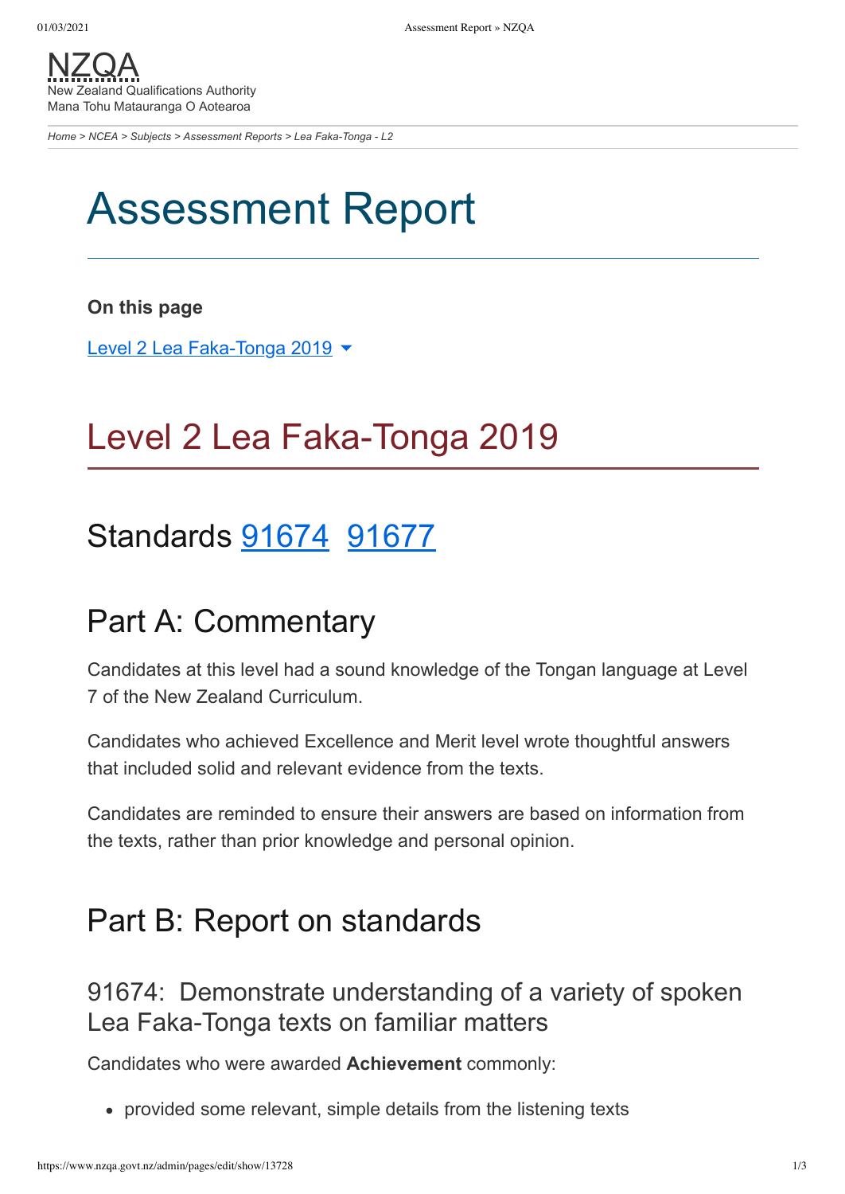NZQA
New Zealand Qualifications Authority
Mana Tohu Matauranga O Aotearoa

*Home > NCEA > Subjects > Assessment Reports > Lea Faka-Tonga - L2*

# Assessment Report

**On this page**

Level 2 Lea Faka-Tonga 2019

## Level 2 Lea Faka-Tonga 2019

## Standards 91674 91677

## Part A: Commentary

Candidates at this level had a sound knowledge of the Tongan language at Level 7 of the New Zealand Curriculum.

Candidates who achieved Excellence and Merit level wrote thoughtful answers that included solid and relevant evidence from the texts.

Candidates are reminded to ensure their answers are based on information from the texts, rather than prior knowledge and personal opinion.

## Part B: Report on standards

### 91674: Demonstrate understanding of a variety of spoken Lea Faka-Tonga texts on familiar matters

Candidates who were awarded **Achievement** commonly:

- provided some relevant, simple details from the listening texts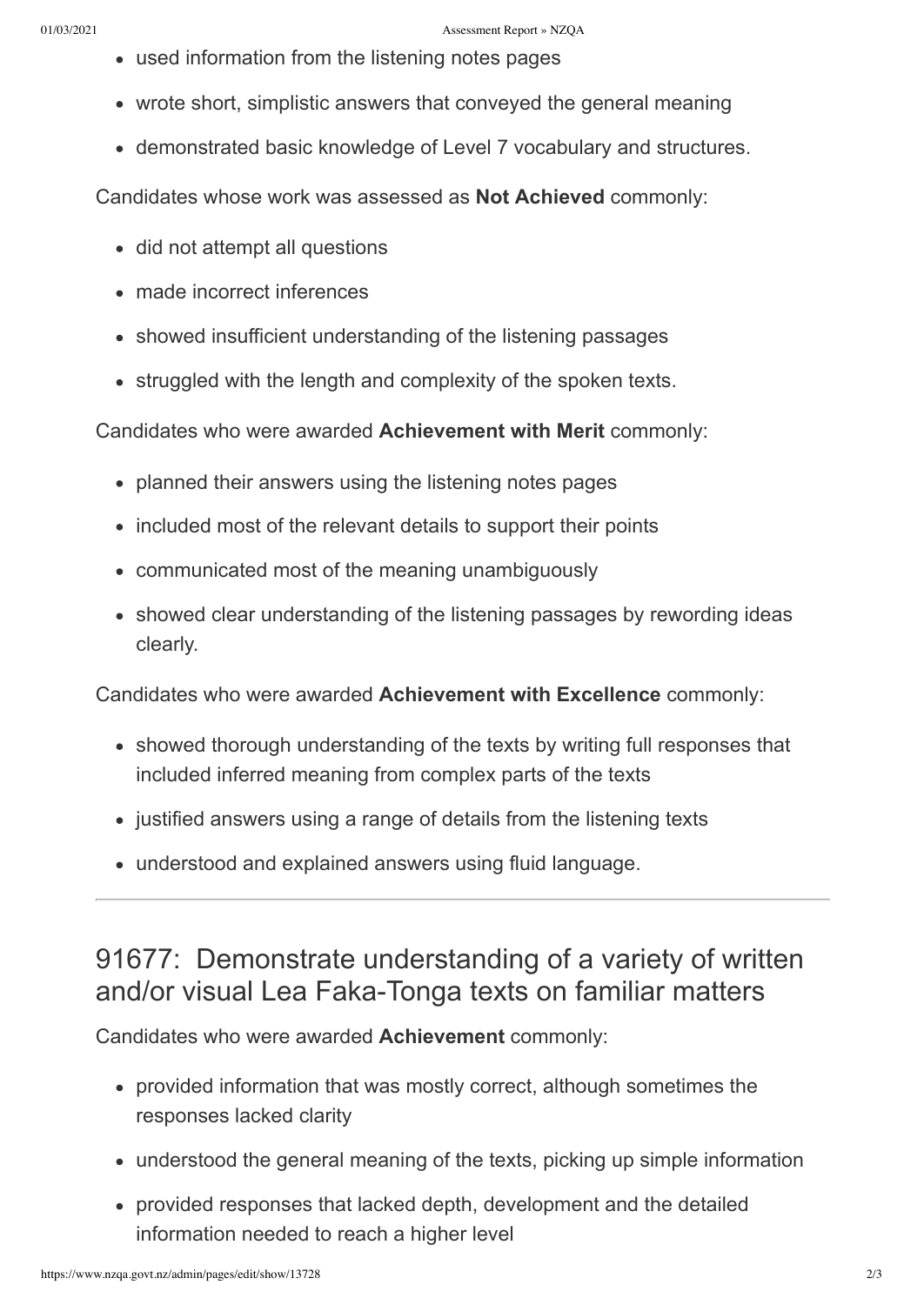- used information from the listening notes pages
- wrote short, simplistic answers that conveyed the general meaning
- demonstrated basic knowledge of Level 7 vocabulary and structures.

Candidates whose work was assessed as **Not Achieved** commonly:

- did not attempt all questions
- made incorrect inferences
- showed insufficient understanding of the listening passages
- struggled with the length and complexity of the spoken texts.

Candidates who were awarded **Achievement with Merit** commonly:

- planned their answers using the listening notes pages
- included most of the relevant details to support their points
- communicated most of the meaning unambiguously
- showed clear understanding of the listening passages by rewording ideas clearly.

Candidates who were awarded **Achievement with Excellence** commonly:

- showed thorough understanding of the texts by writing full responses that included inferred meaning from complex parts of the texts
- justified answers using a range of details from the listening texts
- understood and explained answers using fluid language.

---

## 91677: Demonstrate understanding of a variety of written and/or visual Lea Faka-Tonga texts on familiar matters

Candidates who were awarded **Achievement** commonly:

- provided information that was mostly correct, although sometimes the responses lacked clarity
- understood the general meaning of the texts, picking up simple information
- provided responses that lacked depth, development and the detailed information needed to reach a higher level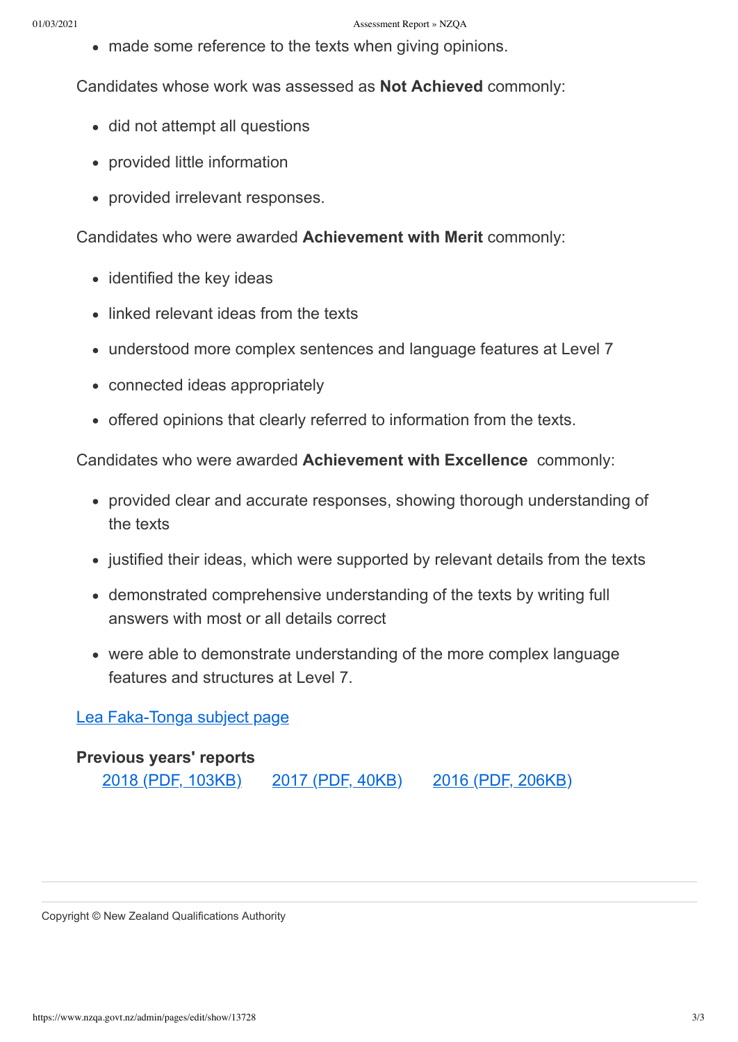- made some reference to the texts when giving opinions.

Candidates whose work was assessed as **Not Achieved** commonly:

- did not attempt all questions
- provided little information
- provided irrelevant responses.

Candidates who were awarded **Achievement with Merit** commonly:

- identified the key ideas
- linked relevant ideas from the texts
- understood more complex sentences and language features at Level 7
- connected ideas appropriately
- offered opinions that clearly referred to information from the texts.

Candidates who were awarded **Achievement with Excellence** commonly:

- provided clear and accurate responses, showing thorough understanding of the texts
- justified their ideas, which were supported by relevant details from the texts
- demonstrated comprehensive understanding of the texts by writing full answers with most or all details correct
- were able to demonstrate understanding of the more complex language features and structures at Level 7.

Lea Faka-Tonga subject page

**Previous years' reports**

2018 (PDF, 103KB)   2017 (PDF, 40KB)   2016 (PDF, 206KB)

Copyright © New Zealand Qualifications Authority